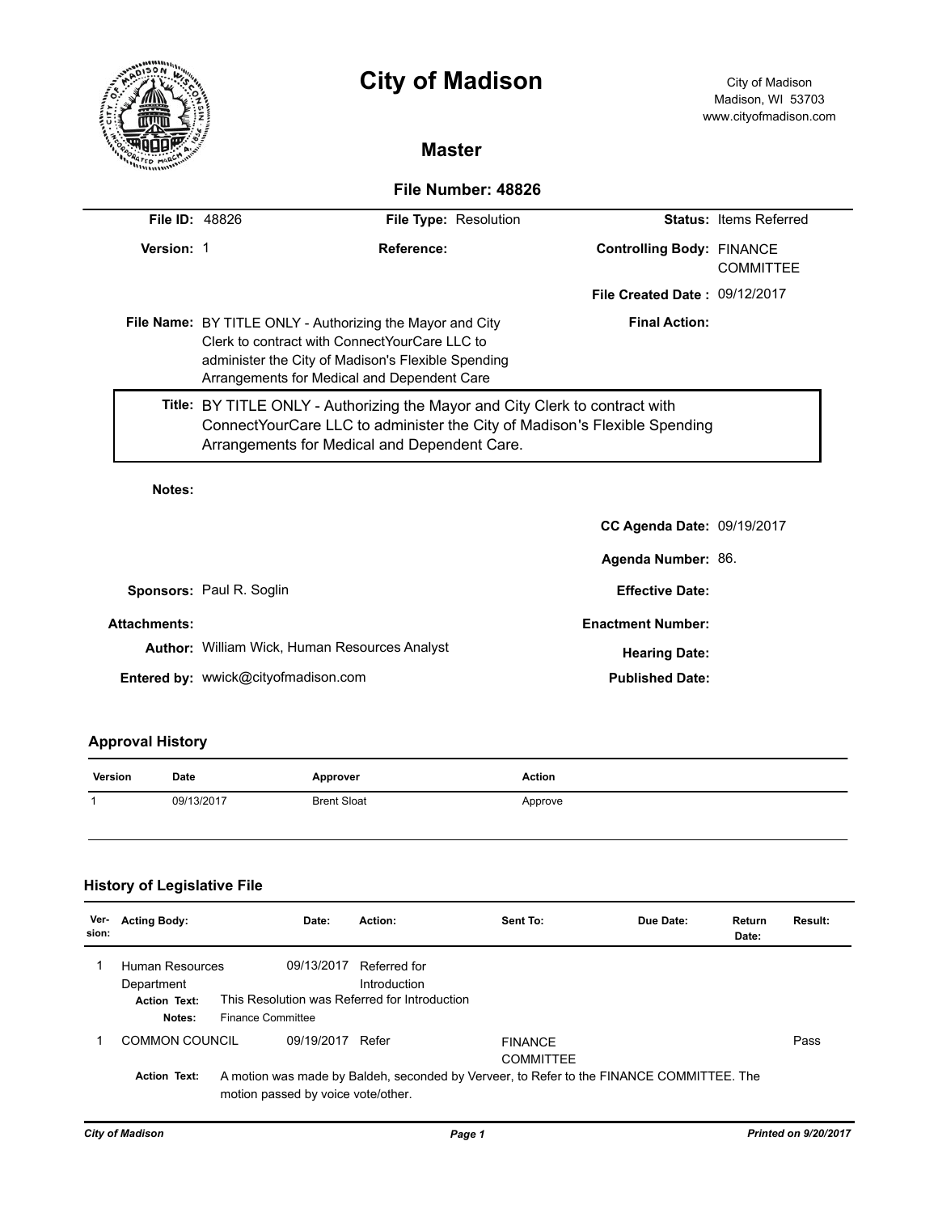# City of Madison

City of Madison
Madison, WI 53703
www.cityofmadison.com

## Master

### File Number: 48826

**File ID:** 48826
**File Type:** Resolution
**Status:** Items Referred

**Version:** 1
**Reference:**
**Controlling Body:** FINANCE COMMITTEE

**File Created Date :** 09/12/2017

**File Name:** BY TITLE ONLY - Authorizing the Mayor and City Clerk to contract with ConnectYourCare LLC to administer the City of Madison's Flexible Spending Arrangements for Medical and Dependent Care

**Final Action:**

**Title:** BY TITLE ONLY - Authorizing the Mayor and City Clerk to contract with ConnectYourCare LLC to administer the City of Madison's Flexible Spending Arrangements for Medical and Dependent Care.

**Notes:**

**CC Agenda Date:** 09/19/2017

**Agenda Number:** 86.

**Sponsors:** Paul R. Soglin
**Effective Date:**

**Attachments:**
**Enactment Number:**

**Author:** William Wick, Human Resources Analyst
**Hearing Date:**

**Entered by:** wwick@cityofmadison.com
**Published Date:**

### Approval History

| Version | Date | Approver | Action |
|---|---|---|---|
| 1 | 09/13/2017 | Brent Sloat | Approve |

### History of Legislative File

| Version | Acting Body: | Date: | Action: | Sent To: | Due Date: | Return Date: | Result: |
|---|---|---|---|---|---|---|---|
| 1 | Human Resources Department | 09/13/2017 | Referred for Introduction | | | | |
| | **Action Text:** This Resolution was Referred for Introduction | | | | | | |
| | **Notes:** Finance Committee | | | | | | |
| 1 | COMMON COUNCIL | 09/19/2017 | Refer | FINANCE COMMITTEE | | | Pass |
| | **Action Text:** A motion was made by Baldeh, seconded by Verveer, to Refer to the FINANCE COMMITTEE. The motion passed by voice vote/other. | | | | | | |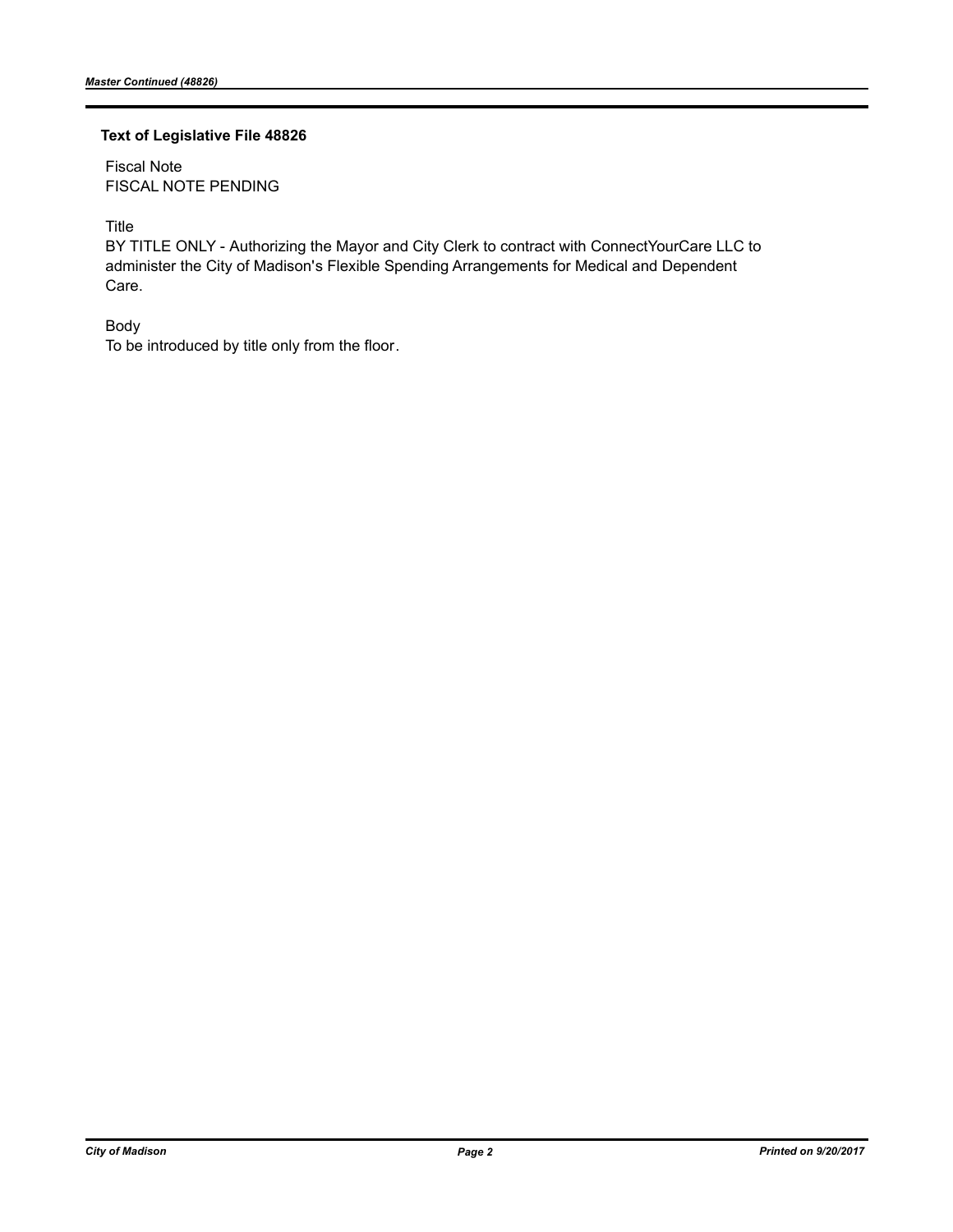**Text of Legislative File 48826**

Fiscal Note
FISCAL NOTE PENDING

Title
BY TITLE ONLY - Authorizing the Mayor and City Clerk to contract with ConnectYourCare LLC to administer the City of Madison's Flexible Spending Arrangements for Medical and Dependent Care.

Body
To be introduced by title only from the floor.